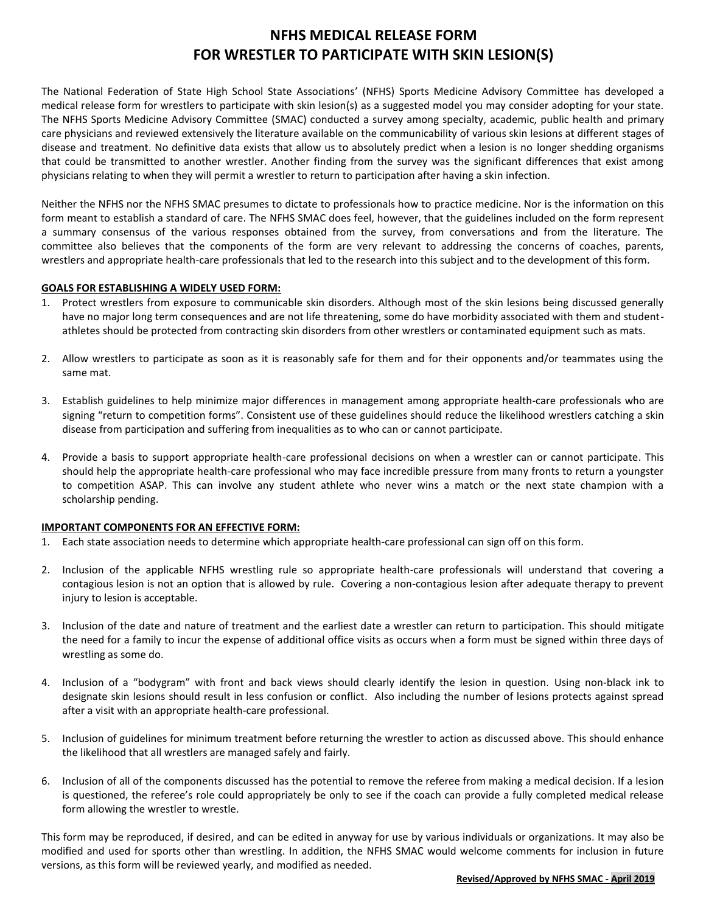# NFHS MEDICAL RELEASE FORM
# FOR WRESTLER TO PARTICIPATE WITH SKIN LESION(S)

The National Federation of State High School State Associations' (NFHS) Sports Medicine Advisory Committee has developed a medical release form for wrestlers to participate with skin lesion(s) as a suggested model you may consider adopting for your state. The NFHS Sports Medicine Advisory Committee (SMAC) conducted a survey among specialty, academic, public health and primary care physicians and reviewed extensively the literature available on the communicability of various skin lesions at different stages of disease and treatment. No definitive data exists that allow us to absolutely predict when a lesion is no longer shedding organisms that could be transmitted to another wrestler. Another finding from the survey was the significant differences that exist among physicians relating to when they will permit a wrestler to return to participation after having a skin infection.

Neither the NFHS nor the NFHS SMAC presumes to dictate to professionals how to practice medicine. Nor is the information on this form meant to establish a standard of care. The NFHS SMAC does feel, however, that the guidelines included on the form represent a summary consensus of the various responses obtained from the survey, from conversations and from the literature. The committee also believes that the components of the form are very relevant to addressing the concerns of coaches, parents, wrestlers and appropriate health-care professionals that led to the research into this subject and to the development of this form.

**GOALS FOR ESTABLISHING A WIDELY USED FORM:**

1. Protect wrestlers from exposure to communicable skin disorders. Although most of the skin lesions being discussed generally have no major long term consequences and are not life threatening, some do have morbidity associated with them and student-athletes should be protected from contracting skin disorders from other wrestlers or contaminated equipment such as mats.

2. Allow wrestlers to participate as soon as it is reasonably safe for them and for their opponents and/or teammates using the same mat.

3. Establish guidelines to help minimize major differences in management among appropriate health-care professionals who are signing "return to competition forms". Consistent use of these guidelines should reduce the likelihood wrestlers catching a skin disease from participation and suffering from inequalities as to who can or cannot participate.

4. Provide a basis to support appropriate health-care professional decisions on when a wrestler can or cannot participate. This should help the appropriate health-care professional who may face incredible pressure from many fronts to return a youngster to competition ASAP. This can involve any student athlete who never wins a match or the next state champion with a scholarship pending.

**IMPORTANT COMPONENTS FOR AN EFFECTIVE FORM:**

1. Each state association needs to determine which appropriate health-care professional can sign off on this form.

2. Inclusion of the applicable NFHS wrestling rule so appropriate health-care professionals will understand that covering a contagious lesion is not an option that is allowed by rule. Covering a non-contagious lesion after adequate therapy to prevent injury to lesion is acceptable.

3. Inclusion of the date and nature of treatment and the earliest date a wrestler can return to participation. This should mitigate the need for a family to incur the expense of additional office visits as occurs when a form must be signed within three days of wrestling as some do.

4. Inclusion of a "bodygram" with front and back views should clearly identify the lesion in question. Using non-black ink to designate skin lesions should result in less confusion or conflict. Also including the number of lesions protects against spread after a visit with an appropriate health-care professional.

5. Inclusion of guidelines for minimum treatment before returning the wrestler to action as discussed above. This should enhance the likelihood that all wrestlers are managed safely and fairly.

6. Inclusion of all of the components discussed has the potential to remove the referee from making a medical decision. If a lesion is questioned, the referee's role could appropriately be only to see if the coach can provide a fully completed medical release form allowing the wrestler to wrestle.

This form may be reproduced, if desired, and can be edited in anyway for use by various individuals or organizations. It may also be modified and used for sports other than wrestling. In addition, the NFHS SMAC would welcome comments for inclusion in future versions, as this form will be reviewed yearly, and modified as needed.

**Revised/Approved by NFHS SMAC - April 2019**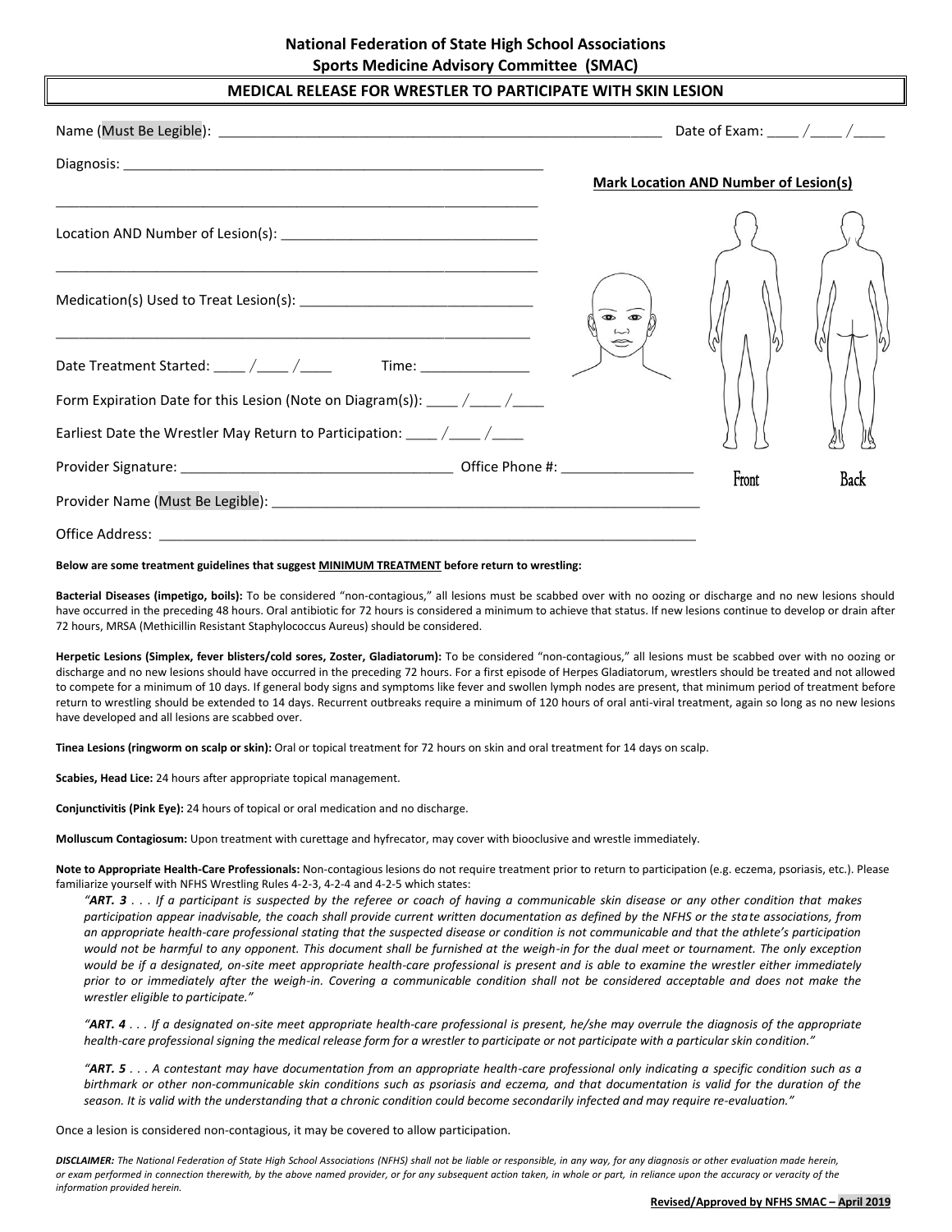**National Federation of State High School Associations**
**Sports Medicine Advisory Committee (SMAC)**

## MEDICAL RELEASE FOR WRESTLER TO PARTICIPATE WITH SKIN LESION

Name (Must Be Legible): ___________________________________________________________ Date of Exam: ____ /____ /____

Diagnosis: _______________________________________________________

_________________________________________________________________

**Mark Location AND Number of Lesion(s)**

Location AND Number of Lesion(s): _________________________________

_________________________________________________________________

Medication(s) Used to Treat Lesion(s): ______________________________

_________________________________________________________________

Date Treatment Started: ____ /____ /____ Time: ______________

Form Expiration Date for this Lesion (Note on Diagram(s)): ____ /____ /____

Earliest Date the Wrestler May Return to Participation: ____ /____ /____

Provider Signature: __________________________________ Office Phone #: _________________

Front Back

Provider Name (Must Be Legible): ________________________________________________________

Office Address: ______________________________________________________________________

**Below are some treatment guidelines that suggest MINIMUM TREATMENT before return to wrestling:**

**Bacterial Diseases (impetigo, boils):** To be considered "non-contagious," all lesions must be scabbed over with no oozing or discharge and no new lesions should have occurred in the preceding 48 hours. Oral antibiotic for 72 hours is considered a minimum to achieve that status. If new lesions continue to develop or drain after 72 hours, MRSA (Methicillin Resistant Staphylococcus Aureus) should be considered.

**Herpetic Lesions (Simplex, fever blisters/cold sores, Zoster, Gladiatorum):** To be considered "non-contagious," all lesions must be scabbed over with no oozing or discharge and no new lesions should have occurred in the preceding 72 hours. For a first episode of Herpes Gladiatorum, wrestlers should be treated and not allowed to compete for a minimum of 10 days. If general body signs and symptoms like fever and swollen lymph nodes are present, that minimum period of treatment before return to wrestling should be extended to 14 days. Recurrent outbreaks require a minimum of 120 hours of oral anti-viral treatment, again so long as no new lesions have developed and all lesions are scabbed over.

**Tinea Lesions (ringworm on scalp or skin):** Oral or topical treatment for 72 hours on skin and oral treatment for 14 days on scalp.

**Scabies, Head Lice:** 24 hours after appropriate topical management.

**Conjunctivitis (Pink Eye):** 24 hours of topical or oral medication and no discharge.

**Molluscum Contagiosum:** Upon treatment with curettage and hyfrecator, may cover with biooclusive and wrestle immediately.

**Note to Appropriate Health-Care Professionals:** Non-contagious lesions do not require treatment prior to return to participation (e.g. eczema, psoriasis, etc.). Please familiarize yourself with NFHS Wrestling Rules 4-2-3, 4-2-4 and 4-2-5 which states:

*"**ART. 3** . . . If a participant is suspected by the referee or coach of having a communicable skin disease or any other condition that makes participation appear inadvisable, the coach shall provide current written documentation as defined by the NFHS or the state associations, from an appropriate health-care professional stating that the suspected disease or condition is not communicable and that the athlete's participation would not be harmful to any opponent. This document shall be furnished at the weigh-in for the dual meet or tournament. The only exception would be if a designated, on-site meet appropriate health-care professional is present and is able to examine the wrestler either immediately prior to or immediately after the weigh-in. Covering a communicable condition shall not be considered acceptable and does not make the wrestler eligible to participate."*

*"**ART. 4** . . . If a designated on-site meet appropriate health-care professional is present, he/she may overrule the diagnosis of the appropriate health-care professional signing the medical release form for a wrestler to participate or not participate with a particular skin condition."*

*"**ART. 5** . . . A contestant may have documentation from an appropriate health-care professional only indicating a specific condition such as a birthmark or other non-communicable skin conditions such as psoriasis and eczema, and that documentation is valid for the duration of the season. It is valid with the understanding that a chronic condition could become secondarily infected and may require re-evaluation."*

Once a lesion is considered non-contagious, it may be covered to allow participation.

***DISCLAIMER:** The National Federation of State High School Associations (NFHS) shall not be liable or responsible, in any way, for any diagnosis or other evaluation made herein, or exam performed in connection therewith, by the above named provider, or for any subsequent action taken, in whole or part, in reliance upon the accuracy or veracity of the information provided herein.*

**Revised/Approved by NFHS SMAC – April 2019**